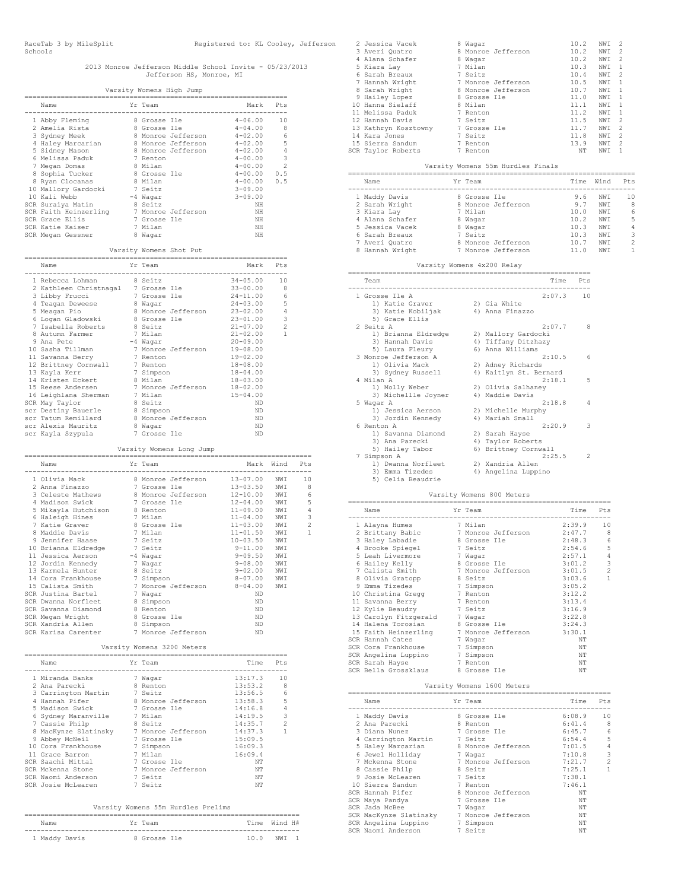RaceTab 3 by MileSplit Registered to: KL Cooley, Jefferson Schools

## 2013 Monroe Jefferson Middle School Invite - 05/23/2013
Jefferson HS, Monroe, MI

### Varsity Womens High Jump

| | Name | Yr | Team | Mark | Pts |
|---|---|---|---|---|---|
| 1 | Abby Fleming | 8 | Grosse Ile | 4-06.00 | 10 |
| 2 | Amelia Rista | 8 | Grosse Ile | 4-04.00 | 8 |
| 3 | Sydney Meek | 8 | Monroe Jefferson | 4-02.00 | 6 |
| 4 | Haley Marcarian | 8 | Monroe Jefferson | 4-02.00 | 5 |
| 5 | Sidney Mason | 8 | Monroe Jefferson | 4-02.00 | 4 |
| 6 | Melissa Paduk | 7 | Renton | 4-00.00 | 3 |
| 7 | Megan Domas | 8 | Milan | 4-00.00 | 2 |
| 8 | Sophia Tucker | 8 | Grosse Ile | 4-00.00 | 0.5 |
| 8 | Ryan Clocanas | 8 | Milan | 4-00.00 | 0.5 |
| 10 | Mallory Gardocki | 7 | Seitz | 3-09.00 | |
| 10 | Kali Webb | -4 | Wagar | 3-09.00 | |
| SCR | Suraiya Matin | 8 | Seitz | NH | |
| SCR | Faith Heinzerling | 7 | Monroe Jefferson | NH | |
| SCR | Grace Ellis | 7 | Grosse Ile | NH | |
| SCR | Katie Kaiser | 7 | Milan | NH | |
| SCR | Megan Gessner | 8 | Wagar | NH | |

### Varsity Womens Shot Put

| | Name | Yr | Team | Mark | Pts |
|---|---|---|---|---|---|
| 1 | Rebecca Lohman | 8 | Seitz | 34-05.00 | 10 |
| 2 | Kathleen Christnagal | 7 | Grosse Ile | 33-00.00 | 8 |
| 3 | Libby Frucci | 7 | Grosse Ile | 24-11.00 | 6 |
| 4 | Teagan Deweese | 8 | Wagar | 24-03.00 | 5 |
| 5 | Meagan Pio | 8 | Monroe Jefferson | 23-02.00 | 4 |
| 6 | Logan Gladowski | 8 | Grosse Ile | 23-01.00 | 3 |
| 7 | Isabella Roberts | 8 | Seitz | 21-07.00 | 2 |
| 8 | Autumn Farmer | 7 | Milan | 21-02.00 | 1 |
| 9 | Ana Pete | -4 | Wagar | 20-09.00 | |
| 10 | Sasha Tillman | 7 | Monroe Jefferson | 19-08.00 | |
| 11 | Savanna Berry | 7 | Renton | 19-02.00 | |
| 12 | Brittney Cornwall | 7 | Renton | 18-08.00 | |
| 13 | Kayla Kerr | 7 | Simpson | 18-04.00 | |
| 14 | Kristen Eckert | 8 | Milan | 18-03.00 | |
| 15 | Reese Andersen | 7 | Monroe Jefferson | 18-02.00 | |
| 16 | Leighlana Sherman | 7 | Milan | 15-04.00 | |
| SCR | May Taylor | 8 | Seitz | ND | |
| scr | Destiny Bauerle | 8 | Simpson | ND | |
| scr | Tatum Remillard | 8 | Monroe Jefferson | ND | |
| scr | Alexis Mauritz | 8 | Wagar | ND | |
| scr | Kayla Szypula | 7 | Grosse Ile | ND | |

### Varsity Womens Long Jump

| | Name | Yr | Team | Mark | Wind | Pts |
|---|---|---|---|---|---|---|
| 1 | Olivia Mack | 8 | Monroe Jefferson | 13-07.00 | NWI | 10 |
| 2 | Anna Finazzo | 7 | Grosse Ile | 13-03.50 | NWI | 8 |
| 3 | Celeste Mathews | 8 | Monroe Jefferson | 12-10.00 | NWI | 6 |
| 4 | Madison Swick | 7 | Grosse Ile | 12-04.00 | NWI | 5 |
| 5 | Mikayla Hutchison | 8 | Renton | 11-09.00 | NWI | 4 |
| 6 | Haleigh Hines | 7 | Milan | 11-04.00 | NWI | 3 |
| 7 | Katie Graver | 8 | Grosse Ile | 11-03.00 | NWI | 2 |
| 8 | Maddie Davis | 7 | Milan | 11-01.50 | NWI | 1 |
| 9 | Jennifer Haase | 7 | Seitz | 10-03.50 | NWI | |
| 10 | Brianna Eldredge | 7 | Seitz | 9-11.00 | NWI | |
| 11 | Jessica Aerson | -4 | Wagar | 9-09.50 | NWI | |
| 12 | Jordin Kennedy | 7 | Wagar | 9-08.00 | NWI | |
| 13 | Karmela Hunter | 8 | Seitz | 9-02.00 | NWI | |
| 14 | Cora Frankhouse | 7 | Simpson | 8-07.00 | NWI | |
| 15 | Calista Smith | 7 | Monroe Jefferson | 8-04.00 | NWI | |
| SCR | Justina Bartel | 7 | Wagar | ND | | |
| SCR | Dwanna Norfleet | 8 | Simpson | ND | | |
| SCR | Savanna Diamond | 8 | Renton | ND | | |
| SCR | Megan Wright | 8 | Grosse Ile | ND | | |
| SCR | Xandria Allen | 8 | Simpson | ND | | |
| SCR | Karisa Carenter | 7 | Monroe Jefferson | ND | | |

### Varsity Womens 3200 Meters

| | Name | Yr | Team | Time | Pts |
|---|---|---|---|---|---|
| 1 | Miranda Banks | 7 | Wagar | 13:17.3 | 10 |
| 2 | Ana Parecki | 8 | Renton | 13:53.2 | 8 |
| 3 | Carrington Martin | 7 | Seitz | 13:56.5 | 6 |
| 4 | Hannah Pifer | 8 | Monroe Jefferson | 13:58.3 | 5 |
| 5 | Madison Swick | 7 | Grosse Ile | 14:16.8 | 4 |
| 6 | Sydney Maranville | 7 | Milan | 14:19.5 | 3 |
| 7 | Cassie Philp | 8 | Seitz | 14:35.7 | 2 |
| 8 | MacKynze Slatinsky | 7 | Monroe Jefferson | 14:37.3 | 1 |
| 9 | Abbey McNeil | 7 | Grosse Ile | 15:09.5 | |
| 10 | Cora Frankhouse | 7 | Simpson | 16:09.3 | |
| 11 | Grace Barron | 7 | Milan | 16:09.4 | |
| SCR | Saachi Mittal | 7 | Grosse Ile | NT | |
| SCR | Mckenna Stone | 7 | Monroe Jefferson | NT | |
| SCR | Naomi Anderson | 7 | Seitz | NT | |
| SCR | Josie McLearen | 7 | Seitz | NT | |

### Varsity Womens 55m Hurdles Prelims

| | Name | Yr | Team | Time | Wind | H# |
|---|---|---|---|---|---|---|
| 1 | Maddy Davis | 8 | Grosse Ile | 10.0 | NWI | 1 |
| 2 | Jessica Vacek | 8 | Wagar | 10.2 | NWI | 2 |
| 3 | Averi Quatro | 8 | Monroe Jefferson | 10.2 | NWI | 2 |
| 4 | Alana Schafer | 8 | Wagar | 10.2 | NWI | 2 |
| 5 | Kiara Lay | 7 | Milan | 10.3 | NWI | 1 |
| 6 | Sarah Breaux | 7 | Seitz | 10.4 | NWI | 2 |
| 7 | Hannah Wright | 7 | Monroe Jefferson | 10.5 | NWI | 1 |
| 8 | Sarah Wright | 8 | Monroe Jefferson | 10.7 | NWI | 1 |
| 9 | Hailey Lopez | 8 | Grosse Ile | 11.0 | NWI | 1 |
| 10 | Hanna Sielaff | 8 | Milan | 11.1 | NWI | 1 |
| 11 | Melissa Paduk | 7 | Renton | 11.2 | NWI | 1 |
| 12 | Hannah Davis | 7 | Seitz | 11.5 | NWI | 2 |
| 13 | Kathryn Kosztowny | 7 | Grosse Ile | 11.7 | NWI | 2 |
| 14 | Kara Jones | 7 | Seitz | 11.8 | NWI | 2 |
| 15 | Sierra Sandum | 7 | Renton | 13.9 | NWI | 2 |
| SCR | Taylor Roberts | 7 | Renton | NT | NWI | 1 |

### Varsity Womens 55m Hurdles Finals

| | Name | Yr | Team | Time | Wind | Pts |
|---|---|---|---|---|---|---|
| 1 | Maddy Davis | 8 | Grosse Ile | 9.6 | NWI | 10 |
| 2 | Sarah Wright | 8 | Monroe Jefferson | 9.7 | NWI | 8 |
| 3 | Kiara Lay | 7 | Milan | 10.0 | NWI | 6 |
| 4 | Alana Schafer | 8 | Wagar | 10.2 | NWI | 5 |
| 5 | Jessica Vacek | 8 | Wagar | 10.3 | NWI | 4 |
| 6 | Sarah Breaux | 7 | Seitz | 10.3 | NWI | 3 |
| 7 | Averi Quatro | 8 | Monroe Jefferson | 10.7 | NWI | 2 |
| 8 | Hannah Wright | 7 | Monroe Jefferson | 11.0 | NWI | 1 |

### Varsity Womens 4x200 Relay

| | Team | Time | Pts |
|---|---|---|---|
| 1 | Grosse Ile A | 2:07.3 | 10 |
| | 1) Katie Graver 2) Gia White 3) Katie Kobiljak 4) Anna Finazzo 5) Grace Ellis | | |
| 2 | Seitz A | 2:07.7 | 8 |
| | 1) Brianna Eldredge 2) Mallory Gardocki 3) Hannah Davis 4) Tiffany Ditzhazy 5) Laura Fleury 6) Anna Williams | | |
| 3 | Monroe Jefferson A | 2:10.5 | 6 |
| | 1) Olivia Mack 2) Adney Richards 3) Sydney Russell 4) Kaitlyn St. Bernard | | |
| 4 | Milan A | 2:18.1 | 5 |
| | 1) Molly Weber 2) Olivia Salhaney 3) Michellle Joyner 4) Maddie Davis | | |
| 5 | Wagar A | 2:18.8 | 4 |
| | 1) Jessica Aerson 2) Michelle Murphy 3) Jordin Kennedy 4) Mariah Small | | |
| 6 | Renton A | 2:20.9 | 3 |
| | 1) Savanna Diamond 2) Sarah Hayse 3) Ana Parecki 4) Taylor Roberts 5) Hailey Tabor 6) Brittney Cornwall | | |
| 7 | Simpson A | 2:25.5 | 2 |
| | 1) Dwanna Norfleet 2) Xandria Allen 3) Emma Tizedes 4) Angelina Luppino 5) Celia Beaudrie | | |

### Varsity Womens 800 Meters

| | Name | Yr | Team | Time | Pts |
|---|---|---|---|---|---|
| 1 | Alayna Humes | 7 | Milan | 2:39.9 | 10 |
| 2 | Brittany Babic | 7 | Monroe Jefferson | 2:47.7 | 8 |
| 3 | Haley Labadie | 8 | Grosse Ile | 2:48.3 | 6 |
| 4 | Brooke Spiegel | 7 | Seitz | 2:54.6 | 5 |
| 5 | Leah Livermore | 7 | Wagar | 2:57.1 | 4 |
| 6 | Hailey Kelly | 8 | Grosse Ile | 3:01.2 | 3 |
| 7 | Calista Smith | 7 | Monroe Jefferson | 3:01.5 | 2 |
| 8 | Olivia Gratopp | 8 | Seitz | 3:03.6 | 1 |
| 9 | Emma Tizedes | 7 | Simpson | 3:05.2 | |
| 10 | Christina Gregg | 7 | Renton | 3:12.2 | |
| 11 | Savanna Berry | 7 | Renton | 3:13.4 | |
| 12 | Kylie Beaudry | 7 | Seitz | 3:16.9 | |
| 13 | Carolyn Fitzgerald | 7 | Wagar | 3:22.8 | |
| 14 | Halena Torosian | 8 | Grosse Ile | 3:24.3 | |
| 15 | Faith Heinzerling | 7 | Monroe Jefferson | 3:30.1 | |
| SCR | Hannah Cates | 7 | Wagar | NT | |
| SCR | Cora Frankhouse | 7 | Simpson | NT | |
| SCR | Angelina Luppino | 7 | Simpson | NT | |
| SCR | Sarah Hayse | 7 | Renton | NT | |
| SCR | Bella Grossklaus | 8 | Grosse Ile | NT | |

### Varsity Womens 1600 Meters

| | Name | Yr | Team | Time | Pts |
|---|---|---|---|---|---|
| 1 | Maddy Davis | 8 | Grosse Ile | 6:08.9 | 10 |
| 2 | Ana Parecki | 8 | Renton | 6:41.4 | 8 |
| 3 | Diana Nunez | 7 | Grosse Ile | 6:45.7 | 6 |
| 4 | Carrington Martin | 7 | Seitz | 6:54.4 | 5 |
| 5 | Haley Marcarian | 8 | Monroe Jefferson | 7:01.5 | 4 |
| 6 | Jewel Holliday | 7 | Wagar | 7:10.8 | 3 |
| 7 | Mckenna Stone | 7 | Monroe Jefferson | 7:21.7 | 2 |
| 8 | Cassie Philp | 8 | Seitz | 7:25.1 | 1 |
| 9 | Josie McLearen | 7 | Seitz | 7:38.1 | |
| 10 | Sierra Sandum | 7 | Renton | 7:46.1 | |
| SCR | Hannah Pifer | 8 | Monroe Jefferson | NT | |
| SCR | Maya Pandya | 7 | Grosse Ile | NT | |
| SCR | Jada McBee | 7 | Wagar | NT | |
| SCR | MacKynze Slatinsky | 7 | Monroe Jefferson | NT | |
| SCR | Angelina Luppino | 7 | Simpson | NT | |
| SCR | Naomi Anderson | 7 | Seitz | NT | |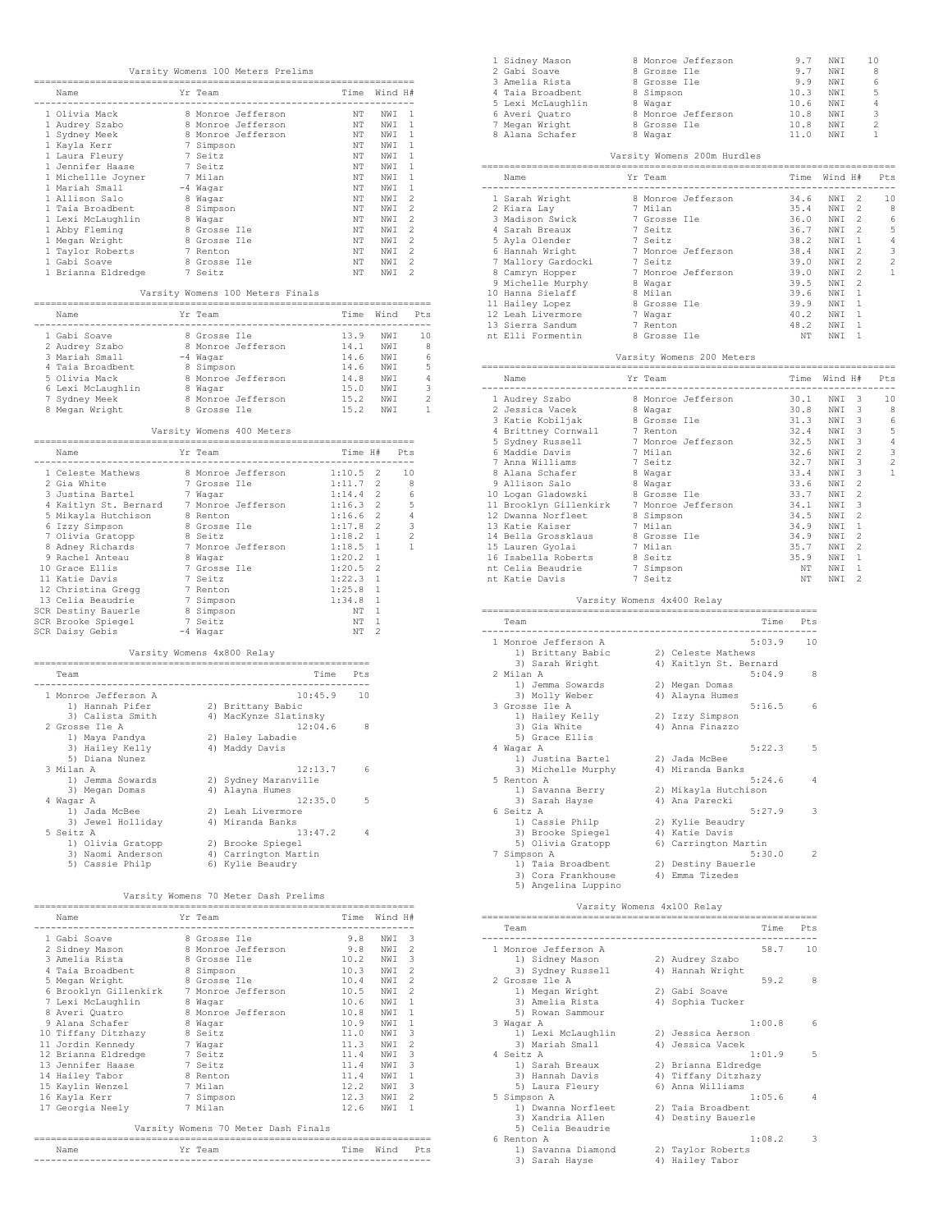## Varsity Womens 100 Meters Prelims

| | Name | Yr | Team | Time | Wind | H# |
|---|---|---|---|---|---|---|
| 1 | Olivia Mack | 8 | Monroe Jefferson | NT | NWI | 1 |
| 1 | Audrey Szabo | 8 | Monroe Jefferson | NT | NWI | 1 |
| 1 | Sydney Meek | 8 | Monroe Jefferson | NT | NWI | 1 |
| 1 | Kayla Kerr | 7 | Simpson | NT | NWI | 1 |
| 1 | Laura Fleury | 7 | Seitz | NT | NWI | 1 |
| 1 | Jennifer Haase | 7 | Seitz | NT | NWI | 1 |
| 1 | Michellle Joyner | 7 | Milan | NT | NWI | 1 |
| 1 | Mariah Small | -4 | Wagar | NT | NWI | 1 |
| 1 | Allison Salo | 8 | Wagar | NT | NWI | 2 |
| 1 | Taia Broadbent | 8 | Simpson | NT | NWI | 2 |
| 1 | Lexi McLaughlin | 8 | Wagar | NT | NWI | 2 |
| 1 | Abby Fleming | 8 | Grosse Ile | NT | NWI | 2 |
| 1 | Megan Wright | 8 | Grosse Ile | NT | NWI | 2 |
| 1 | Taylor Roberts | 7 | Renton | NT | NWI | 2 |
| 1 | Gabi Soave | 8 | Grosse Ile | NT | NWI | 2 |
| 1 | Brianna Eldredge | 7 | Seitz | NT | NWI | 2 |

## Varsity Womens 100 Meters Finals

| | Name | Yr | Team | Time | Wind | Pts |
|---|---|---|---|---|---|---|
| 1 | Gabi Soave | 8 | Grosse Ile | 13.9 | NWI | 10 |
| 2 | Audrey Szabo | 8 | Monroe Jefferson | 14.1 | NWI | 8 |
| 3 | Mariah Small | -4 | Wagar | 14.6 | NWI | 6 |
| 4 | Taia Broadbent | 8 | Simpson | 14.6 | NWI | 5 |
| 5 | Olivia Mack | 8 | Monroe Jefferson | 14.8 | NWI | 4 |
| 6 | Lexi McLaughlin | 8 | Wagar | 15.0 | NWI | 3 |
| 7 | Sydney Meek | 8 | Monroe Jefferson | 15.2 | NWI | 2 |
| 8 | Megan Wright | 8 | Grosse Ile | 15.2 | NWI | 1 |

## Varsity Womens 400 Meters

| | Name | Yr | Team | Time | H# | Pts |
|---|---|---|---|---|---|---|
| 1 | Celeste Mathews | 8 | Monroe Jefferson | 1:10.5 | 2 | 10 |
| 2 | Gia White | 7 | Grosse Ile | 1:11.7 | 2 | 8 |
| 3 | Justina Bartel | 7 | Wagar | 1:14.4 | 2 | 6 |
| 4 | Kaitlyn St. Bernard | 7 | Monroe Jefferson | 1:16.3 | 2 | 5 |
| 5 | Mikayla Hutchison | 8 | Renton | 1:16.6 | 2 | 4 |
| 6 | Izzy Simpson | 8 | Grosse Ile | 1:17.8 | 2 | 3 |
| 7 | Olivia Gratopp | 8 | Seitz | 1:18.2 | 1 | 2 |
| 8 | Adney Richards | 7 | Monroe Jefferson | 1:18.5 | 1 | 1 |
| 9 | Rachel Anteau | 8 | Wagar | 1:20.2 | 1 | |
| 10 | Grace Ellis | 7 | Grosse Ile | 1:20.5 | 2 | |
| 11 | Katie Davis | 7 | Seitz | 1:22.3 | 1 | |
| 12 | Christina Gregg | 7 | Renton | 1:25.8 | 1 | |
| 13 | Celia Beaudrie | 7 | Simpson | 1:34.8 | 1 | |
| SCR | Destiny Bauerle | 8 | Simpson | NT | 1 | |
| SCR | Brooke Spiegel | 7 | Seitz | NT | 1 | |
| SCR | Daisy Gebis | -4 | Wagar | NT | 2 | |

## Varsity Womens 4x800 Relay

| | Team | Time | Pts |
|---|---|---|---|
| 1 | Monroe Jefferson A | 10:45.9 | 10 |
| | 1) Hannah Pifer, 2) Brittany Babic, 3) Calista Smith, 4) MacKynze Slatinsky | | |
| 2 | Grosse Ile A | 12:04.6 | 8 |
| | 1) Maya Pandya, 2) Haley Labadie, 3) Hailey Kelly, 4) Maddy Davis, 5) Diana Nunez | | |
| 3 | Milan A | 12:13.7 | 6 |
| | 1) Jemma Sowards, 2) Sydney Maranville, 3) Megan Domas, 4) Alayna Humes | | |
| 4 | Wagar A | 12:35.0 | 5 |
| | 1) Jada McBee, 2) Leah Livermore, 3) Jewel Holliday, 4) Miranda Banks | | |
| 5 | Seitz A | 13:47.2 | 4 |
| | 1) Olivia Gratopp, 2) Brooke Spiegel, 3) Naomi Anderson, 4) Carrington Martin, 5) Cassie Philp, 6) Kylie Beaudry | | |

## Varsity Womens 70 Meter Dash Prelims

| | Name | Yr | Team | Time | Wind | H# |
|---|---|---|---|---|---|---|
| 1 | Gabi Soave | 8 | Grosse Ile | 9.8 | NWI | 3 |
| 2 | Sidney Mason | 8 | Monroe Jefferson | 9.8 | NWI | 2 |
| 3 | Amelia Rista | 8 | Grosse Ile | 10.2 | NWI | 3 |
| 4 | Taia Broadbent | 8 | Simpson | 10.3 | NWI | 2 |
| 5 | Megan Wright | 8 | Grosse Ile | 10.4 | NWI | 2 |
| 6 | Brooklyn Gillenkirk | 7 | Monroe Jefferson | 10.5 | NWI | 2 |
| 7 | Lexi McLaughlin | 8 | Wagar | 10.6 | NWI | 1 |
| 8 | Averi Quatro | 8 | Monroe Jefferson | 10.8 | NWI | 1 |
| 9 | Alana Schafer | 8 | Wagar | 10.9 | NWI | 1 |
| 10 | Tiffany Ditzhazy | 8 | Seitz | 11.0 | NWI | 3 |
| 11 | Jordin Kennedy | 7 | Wagar | 11.3 | NWI | 2 |
| 12 | Brianna Eldredge | 7 | Seitz | 11.4 | NWI | 3 |
| 13 | Jennifer Haase | 7 | Seitz | 11.4 | NWI | 3 |
| 14 | Hailey Tabor | 8 | Renton | 11.4 | NWI | 1 |
| 15 | Kaylin Wenzel | 7 | Milan | 12.2 | NWI | 3 |
| 16 | Kayla Kerr | 7 | Simpson | 12.3 | NWI | 2 |
| 17 | Georgia Neely | 7 | Milan | 12.6 | NWI | 1 |

## Varsity Womens 70 Meter Dash Finals

| | Name | Yr | Team | Time | Wind | Pts |
|---|---|---|---|---|---|---|
| 1 | Sidney Mason | 8 | Monroe Jefferson | 9.7 | NWI | 10 |
| 2 | Gabi Soave | 8 | Grosse Ile | 9.7 | NWI | 8 |
| 3 | Amelia Rista | 8 | Grosse Ile | 9.9 | NWI | 6 |
| 4 | Taia Broadbent | 8 | Simpson | 10.3 | NWI | 5 |
| 5 | Lexi McLaughlin | 8 | Wagar | 10.6 | NWI | 4 |
| 6 | Averi Quatro | 8 | Monroe Jefferson | 10.8 | NWI | 3 |
| 7 | Megan Wright | 8 | Grosse Ile | 10.8 | NWI | 2 |
| 8 | Alana Schafer | 8 | Wagar | 11.0 | NWI | 1 |

## Varsity Womens 200m Hurdles

| | Name | Yr | Team | Time | Wind | H# | Pts |
|---|---|---|---|---|---|---|---|
| 1 | Sarah Wright | 8 | Monroe Jefferson | 34.6 | NWI | 2 | 10 |
| 2 | Kiara Lay | 7 | Milan | 35.4 | NWI | 2 | 8 |
| 3 | Madison Swick | 7 | Grosse Ile | 36.0 | NWI | 2 | 6 |
| 4 | Sarah Breaux | 7 | Seitz | 36.7 | NWI | 2 | 5 |
| 5 | Ayla Olender | 7 | Seitz | 38.2 | NWI | 1 | 4 |
| 6 | Hannah Wright | 7 | Monroe Jefferson | 38.4 | NWI | 2 | 3 |
| 7 | Mallory Gardocki | 7 | Seitz | 39.0 | NWI | 2 | 2 |
| 8 | Camryn Hopper | 7 | Monroe Jefferson | 39.0 | NWI | 2 | 1 |
| 9 | Michelle Murphy | 8 | Wagar | 39.5 | NWI | 2 | |
| 10 | Hanna Sielaff | 8 | Milan | 39.6 | NWI | 1 | |
| 11 | Hailey Lopez | 8 | Grosse Ile | 39.9 | NWI | 1 | |
| 12 | Leah Livermore | 7 | Wagar | 40.2 | NWI | 1 | |
| 13 | Sierra Sandum | 7 | Renton | 48.2 | NWI | 1 | |
| nt | Elli Formentin | 8 | Grosse Ile | NT | NWI | 1 | |

## Varsity Womens 200 Meters

| | Name | Yr | Team | Time | Wind | H# | Pts |
|---|---|---|---|---|---|---|---|
| 1 | Audrey Szabo | 8 | Monroe Jefferson | 30.1 | NWI | 3 | 10 |
| 2 | Jessica Vacek | 8 | Wagar | 30.8 | NWI | 3 | 8 |
| 3 | Katie Kobiljak | 8 | Grosse Ile | 31.3 | NWI | 3 | 6 |
| 4 | Brittney Cornwall | 7 | Renton | 32.4 | NWI | 3 | 5 |
| 5 | Sydney Russell | 7 | Monroe Jefferson | 32.5 | NWI | 3 | 4 |
| 6 | Maddie Davis | 7 | Milan | 32.6 | NWI | 2 | 3 |
| 7 | Anna Williams | 7 | Seitz | 32.7 | NWI | 3 | 2 |
| 8 | Alana Schafer | 8 | Wagar | 33.4 | NWI | 3 | 1 |
| 9 | Allison Salo | 8 | Wagar | 33.6 | NWI | 2 | |
| 10 | Logan Gladowski | 8 | Grosse Ile | 33.7 | NWI | 2 | |
| 11 | Brooklyn Gillenkirk | 7 | Monroe Jefferson | 34.1 | NWI | 3 | |
| 12 | Dwanna Norfleet | 8 | Simpson | 34.5 | NWI | 2 | |
| 13 | Katie Kaiser | 7 | Milan | 34.9 | NWI | 1 | |
| 14 | Bella Grossklaus | 8 | Grosse Ile | 34.9 | NWI | 2 | |
| 15 | Lauren Gyolai | 7 | Milan | 35.7 | NWI | 2 | |
| 16 | Isabella Roberts | 8 | Seitz | 35.9 | NWI | 1 | |
| nt | Celia Beaudrie | 7 | Simpson | NT | NWI | 1 | |
| nt | Katie Davis | 7 | Seitz | NT | NWI | 2 | |

## Varsity Womens 4x400 Relay

| | Team | Time | Pts |
|---|---|---|---|
| 1 | Monroe Jefferson A | 5:03.9 | 10 |
| | 1) Brittany Babic, 2) Celeste Mathews, 3) Sarah Wright, 4) Kaitlyn St. Bernard | | |
| 2 | Milan A | 5:04.9 | 8 |
| | 1) Jemma Sowards, 2) Megan Domas, 3) Molly Weber, 4) Alayna Humes | | |
| 3 | Grosse Ile A | 5:16.5 | 6 |
| | 1) Hailey Kelly, 2) Izzy Simpson, 3) Gia White, 4) Anna Finazzo, 5) Grace Ellis | | |
| 4 | Wagar A | 5:22.3 | 5 |
| | 1) Justina Bartel, 2) Jada McBee, 3) Michelle Murphy, 4) Miranda Banks | | |
| 5 | Renton A | 5:24.6 | 4 |
| | 1) Savanna Berry, 2) Mikayla Hutchison, 3) Sarah Hayse, 4) Ana Parecki | | |
| 6 | Seitz A | 5:27.9 | 3 |
| | 1) Cassie Philp, 2) Kylie Beaudry, 3) Brooke Spiegel, 4) Katie Davis, 5) Olivia Gratopp, 6) Carrington Martin | | |
| 7 | Simpson A | 5:30.0 | 2 |
| | 1) Taia Broadbent, 2) Destiny Bauerle, 3) Cora Frankhouse, 4) Emma Tizedes, 5) Angelina Luppino | | |

## Varsity Womens 4x100 Relay

| | Team | Time | Pts |
|---|---|---|---|
| 1 | Monroe Jefferson A | 58.7 | 10 |
| | 1) Sidney Mason, 2) Audrey Szabo, 3) Sydney Russell, 4) Hannah Wright | | |
| 2 | Grosse Ile A | 59.2 | 8 |
| | 1) Megan Wright, 2) Gabi Soave, 3) Amelia Rista, 4) Sophia Tucker, 5) Rowan Sammour | | |
| 3 | Wagar A | 1:00.8 | 6 |
| | 1) Lexi McLaughlin, 2) Jessica Aerson, 3) Mariah Small, 4) Jessica Vacek | | |
| 4 | Seitz A | 1:01.9 | 5 |
| | 1) Sarah Breaux, 2) Brianna Eldredge, 3) Hannah Davis, 4) Tiffany Ditzhazy, 5) Laura Fleury, 6) Anna Williams | | |
| 5 | Simpson A | 1:05.6 | 4 |
| | 1) Dwanna Norfleet, 2) Taia Broadbent, 3) Xandria Allen, 4) Destiny Bauerle, 5) Celia Beaudrie | | |
| 6 | Renton A | 1:08.2 | 3 |
| | 1) Savanna Diamond, 2) Taylor Roberts, 3) Sarah Hayse, 4) Hailey Tabor | | |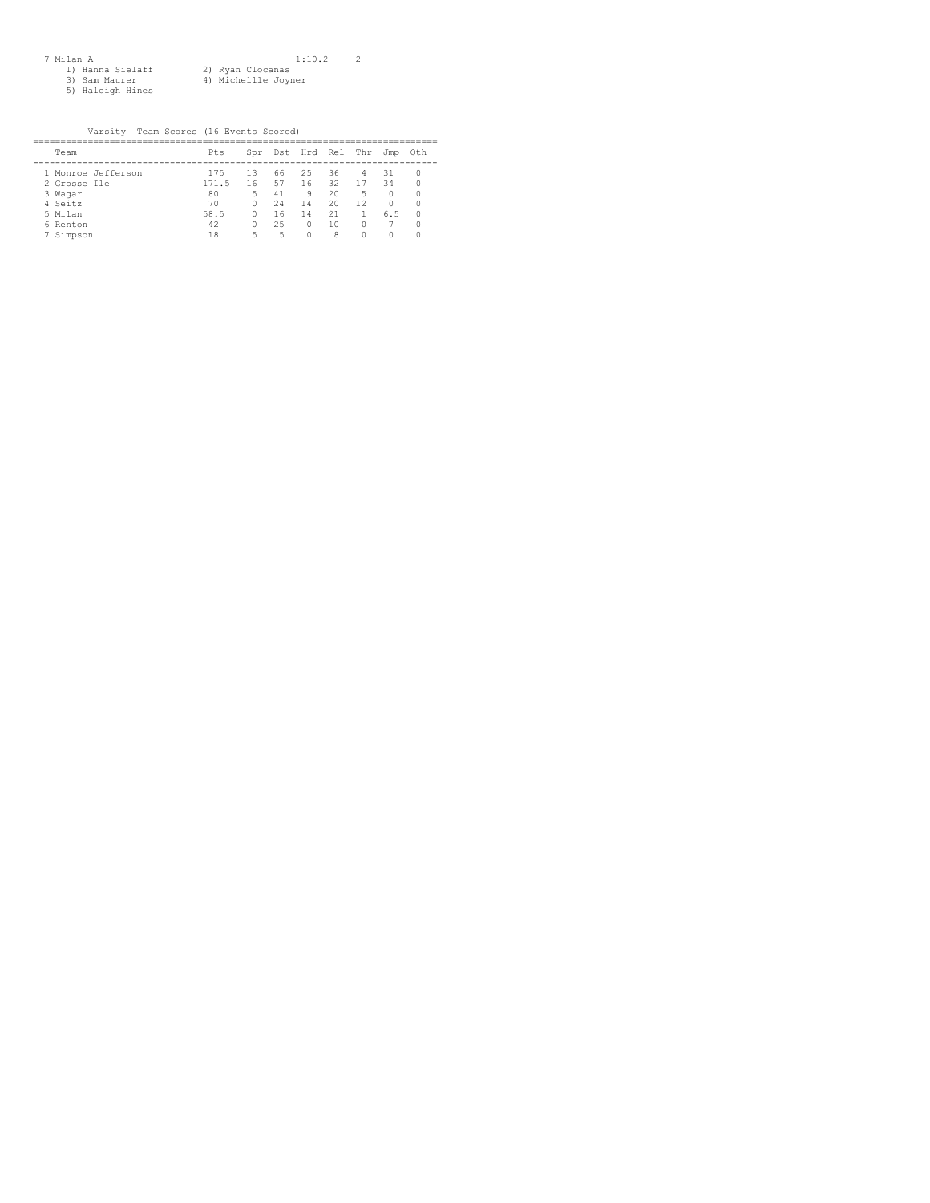7 Milan A 1:10.2 2

1) Hanna Sielaff 2) Ryan Clocanas
3) Sam Maurer 4) Michellle Joyner
5) Haleigh Hines

Varsity Team Scores (16 Events Scored)

| Team | Pts | Spr | Dst | Hrd | Rel | Thr | Jmp | Oth |
|---|---|---|---|---|---|---|---|---|
| 1 Monroe Jefferson | 175 | 13 | 66 | 25 | 36 | 4 | 31 | 0 |
| 2 Grosse Ile | 171.5 | 16 | 57 | 16 | 32 | 17 | 34 | 0 |
| 3 Wagar | 80 | 5 | 41 | 9 | 20 | 5 | 0 | 0 |
| 4 Seitz | 70 | 0 | 24 | 14 | 20 | 12 | 0 | 0 |
| 5 Milan | 58.5 | 0 | 16 | 14 | 21 | 1 | 6.5 | 0 |
| 6 Renton | 42 | 0 | 25 | 0 | 10 | 0 | 7 | 0 |
| 7 Simpson | 18 | 5 | 5 | 0 | 8 | 0 | 0 | 0 |